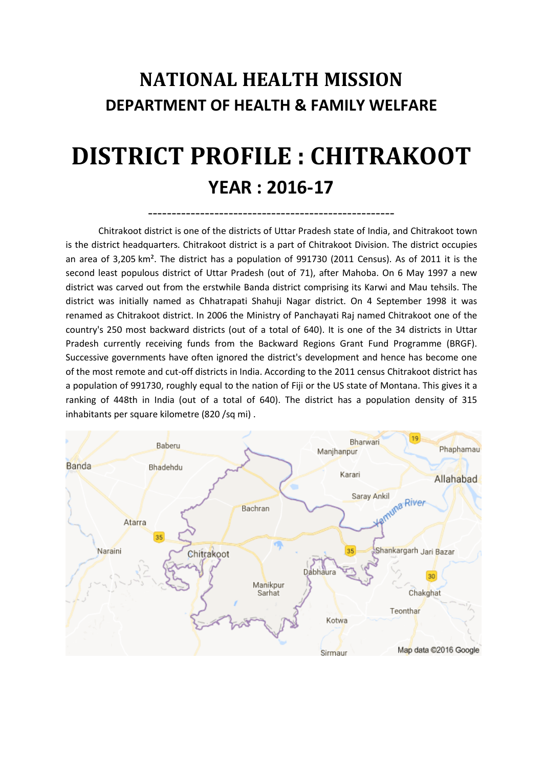# NATIONAL HEALTH MISSION
## DEPARTMENT OF HEALTH & FAMILY WELFARE

# DISTRICT PROFILE : CHITRAKOOT
## YEAR : 2016-17

---

Chitrakoot district is one of the districts of Uttar Pradesh state of India, and Chitrakoot town is the district headquarters. Chitrakoot district is a part of Chitrakoot Division. The district occupies an area of 3,205 km². The district has a population of 991730 (2011 Census). As of 2011 it is the second least populous district of Uttar Pradesh (out of 71), after Mahoba. On 6 May 1997 a new district was carved out from the erstwhile Banda district comprising its Karwi and Mau tehsils. The district was initially named as Chhatrapati Shahuji Nagar district. On 4 September 1998 it was renamed as Chitrakoot district. In 2006 the Ministry of Panchayati Raj named Chitrakoot one of the country's 250 most backward districts (out of a total of 640). It is one of the 34 districts in Uttar Pradesh currently receiving funds from the Backward Regions Grant Fund Programme (BRGF). Successive governments have often ignored the district's development and hence has become one of the most remote and cut-off districts in India. According to the 2011 census Chitrakoot district has a population of 991730, roughly equal to the nation of Fiji or the US state of Montana. This gives it a ranking of 448th in India (out of a total of 640). The district has a population density of 315 inhabitants per square kilometre (820 /sq mi) .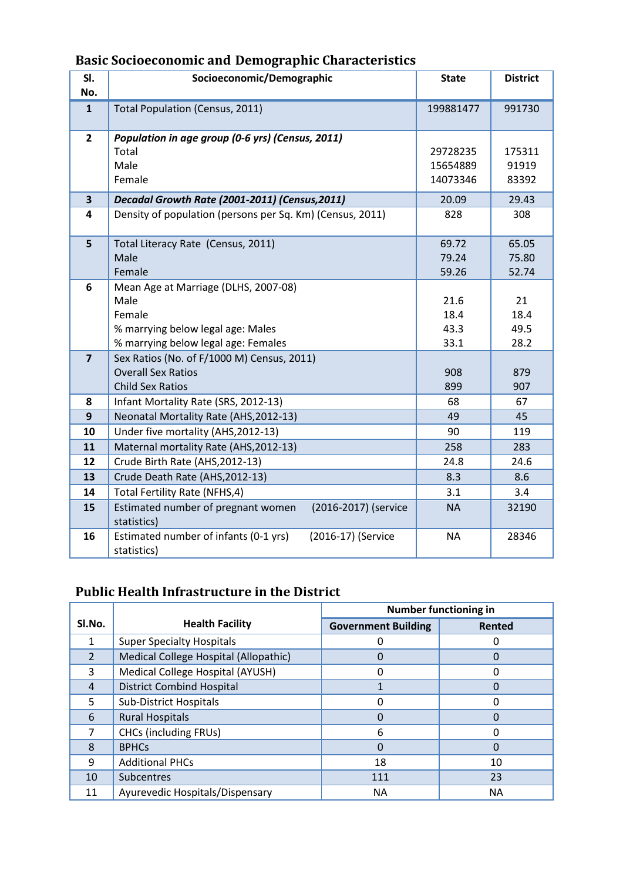## Basic Socioeconomic and Demographic Characteristics

| Sl. No. | Socioeconomic/Demographic | State | District |
|---|---|---|---|
| **1** | Total Population (Census, 2011) | 199881477 | 991730 |
| **2** | ***Population in age group (0-6 yrs) (Census, 2011)*** | | |
| | Total | 29728235 | 175311 |
| | Male | 15654889 | 91919 |
| | Female | 14073346 | 83392 |
| **3** | ***Decadal Growth Rate (2001-2011) (Census,2011)*** | 20.09 | 29.43 |
| **4** | Density of population (persons per Sq. Km) (Census, 2011) | 828 | 308 |
| **5** | Total Literacy Rate (Census, 2011) | 69.72 | 65.05 |
| | Male | 79.24 | 75.80 |
| | Female | 59.26 | 52.74 |
| **6** | Mean Age at Marriage (DLHS, 2007-08) | | |
| | Male | 21.6 | 21 |
| | Female | 18.4 | 18.4 |
| | % marrying below legal age: Males | 43.3 | 49.5 |
| | % marrying below legal age: Females | 33.1 | 28.2 |
| **7** | Sex Ratios (No. of F/1000 M) Census, 2011) | | |
| | Overall Sex Ratios | 908 | 879 |
| | Child Sex Ratios | 899 | 907 |
| **8** | Infant Mortality Rate (SRS, 2012-13) | 68 | 67 |
| **9** | Neonatal Mortality Rate (AHS,2012-13) | 49 | 45 |
| **10** | Under five mortality (AHS,2012-13) | 90 | 119 |
| **11** | Maternal mortality Rate (AHS,2012-13) | 258 | 283 |
| **12** | Crude Birth Rate (AHS,2012-13) | 24.8 | 24.6 |
| **13** | Crude Death Rate (AHS,2012-13) | 8.3 | 8.6 |
| **14** | Total Fertility Rate (NFHS,4) | 3.1 | 3.4 |
| **15** | Estimated number of pregnant women (2016-2017) (service statistics) | NA | 32190 |
| **16** | Estimated number of infants (0-1 yrs) (2016-17) (Service statistics) | NA | 28346 |

## Public Health Infrastructure in the District

| Sl.No. | Health Facility | Number functioning in | |
|---|---|---|---|
| | | Government Building | Rented |
| 1 | Super Specialty Hospitals | 0 | 0 |
| 2 | Medical College Hospital (Allopathic) | 0 | 0 |
| 3 | Medical College Hospital (AYUSH) | 0 | 0 |
| 4 | District Combind Hospital | 1 | 0 |
| 5 | Sub-District Hospitals | 0 | 0 |
| 6 | Rural Hospitals | 0 | 0 |
| 7 | CHCs (including FRUs) | 6 | 0 |
| 8 | BPHCs | 0 | 0 |
| 9 | Additional PHCs | 18 | 10 |
| 10 | Subcentres | 111 | 23 |
| 11 | Ayurevedic Hospitals/Dispensary | NA | NA |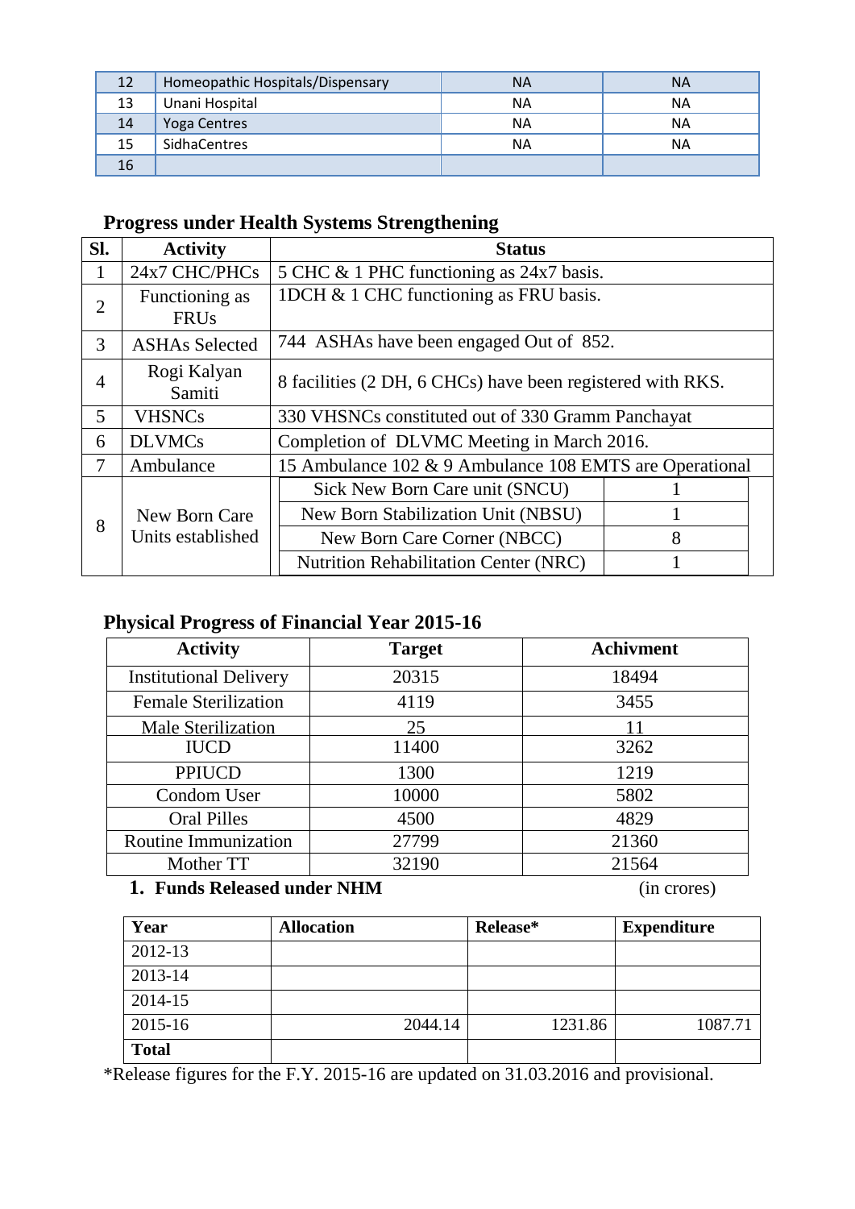| 12 | Homeopathic Hospitals/Dispensary | NA | NA |
|---|---|---|---|
| 13 | Unani Hospital | NA | NA |
| 14 | Yoga Centres | NA | NA |
| 15 | SidhaCentres | NA | NA |
| 16 | | | |

## Progress under Health Systems Strengthening

| Sl. | Activity | Status | |
|---|---|---|---|
| 1 | 24x7 CHC/PHCs | 5 CHC & 1 PHC functioning as 24x7 basis. | |
| 2 | Functioning as FRUs | 1DCH & 1 CHC functioning as FRU basis. | |
| 3 | ASHAs Selected | 744 ASHAs have been engaged Out of 852. | |
| 4 | Rogi Kalyan Samiti | 8 facilities (2 DH, 6 CHCs) have been registered with RKS. | |
| 5 | VHSNCs | 330 VHSNCs constituted out of 330 Gramm Panchayat | |
| 6 | DLVMCs | Completion of DLVMC Meeting in March 2016. | |
| 7 | Ambulance | 15 Ambulance 102 & 9 Ambulance 108 EMTS are Operational | |
| 8 | New Born Care Units established | Sick New Born Care unit (SNCU) | 1 |
| | | New Born Stabilization Unit (NBSU) | 1 |
| | | New Born Care Corner (NBCC) | 8 |
| | | Nutrition Rehabilitation Center (NRC) | 1 |

## Physical Progress of Financial Year 2015-16

| Activity | Target | Achivment |
|---|---|---|
| Institutional Delivery | 20315 | 18494 |
| Female Sterilization | 4119 | 3455 |
| Male Sterilization | 25 | 11 |
| IUCD | 11400 | 3262 |
| PPIUCD | 1300 | 1219 |
| Condom User | 10000 | 5802 |
| Oral Pilles | 4500 | 4829 |
| Routine Immunization | 27799 | 21360 |
| Mother TT | 32190 | 21564 |

**1. Funds Released under NHM** (in crores)

| Year | Allocation | Release* | Expenditure |
|---|---|---|---|
| 2012-13 | | | |
| 2013-14 | | | |
| 2014-15 | | | |
| 2015-16 | 2044.14 | 1231.86 | 1087.71 |
| **Total** | | | |

*Release figures for the F.Y. 2015-16 are updated on 31.03.2016 and provisional.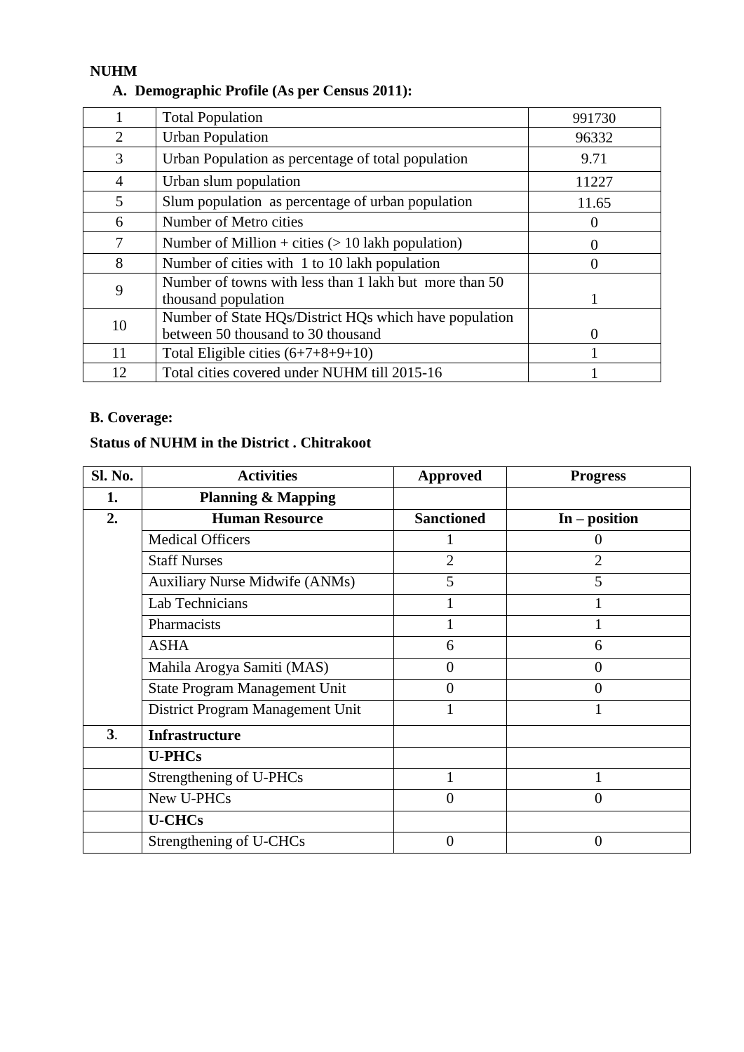**NUHM**

**A. Demographic Profile (As per Census 2011):**

| | | |
|---|---|---|
| 1 | Total Population | 991730 |
| 2 | Urban Population | 96332 |
| 3 | Urban Population as percentage of total population | 9.71 |
| 4 | Urban slum population | 11227 |
| 5 | Slum population as percentage of urban population | 11.65 |
| 6 | Number of Metro cities | 0 |
| 7 | Number of Million + cities (> 10 lakh population) | 0 |
| 8 | Number of cities with 1 to 10 lakh population | 0 |
| 9 | Number of towns with less than 1 lakh but more than 50 thousand population | 1 |
| 10 | Number of State HQs/District HQs which have population between 50 thousand to 30 thousand | 0 |
| 11 | Total Eligible cities (6+7+8+9+10) | 1 |
| 12 | Total cities covered under NUHM till 2015-16 | 1 |

**B. Coverage:**

**Status of NUHM in the District . Chitrakoot**

| Sl. No. | Activities | Approved | Progress |
|---|---|---|---|
| **1.** | **Planning & Mapping** | | |
| **2.** | **Human Resource** | **Sanctioned** | **In – position** |
| | Medical Officers | 1 | 0 |
| | Staff Nurses | 2 | 2 |
| | Auxiliary Nurse Midwife (ANMs) | 5 | 5 |
| | Lab Technicians | 1 | 1 |
| | Pharmacists | 1 | 1 |
| | ASHA | 6 | 6 |
| | Mahila Arogya Samiti (MAS) | 0 | 0 |
| | State Program Management Unit | 0 | 0 |
| | District Program Management Unit | 1 | 1 |
| **3**. | **Infrastructure** | | |
| | **U-PHCs** | | |
| | Strengthening of U-PHCs | 1 | 1 |
| | New U-PHCs | 0 | 0 |
| | **U-CHCs** | | |
| | Strengthening of U-CHCs | 0 | 0 |